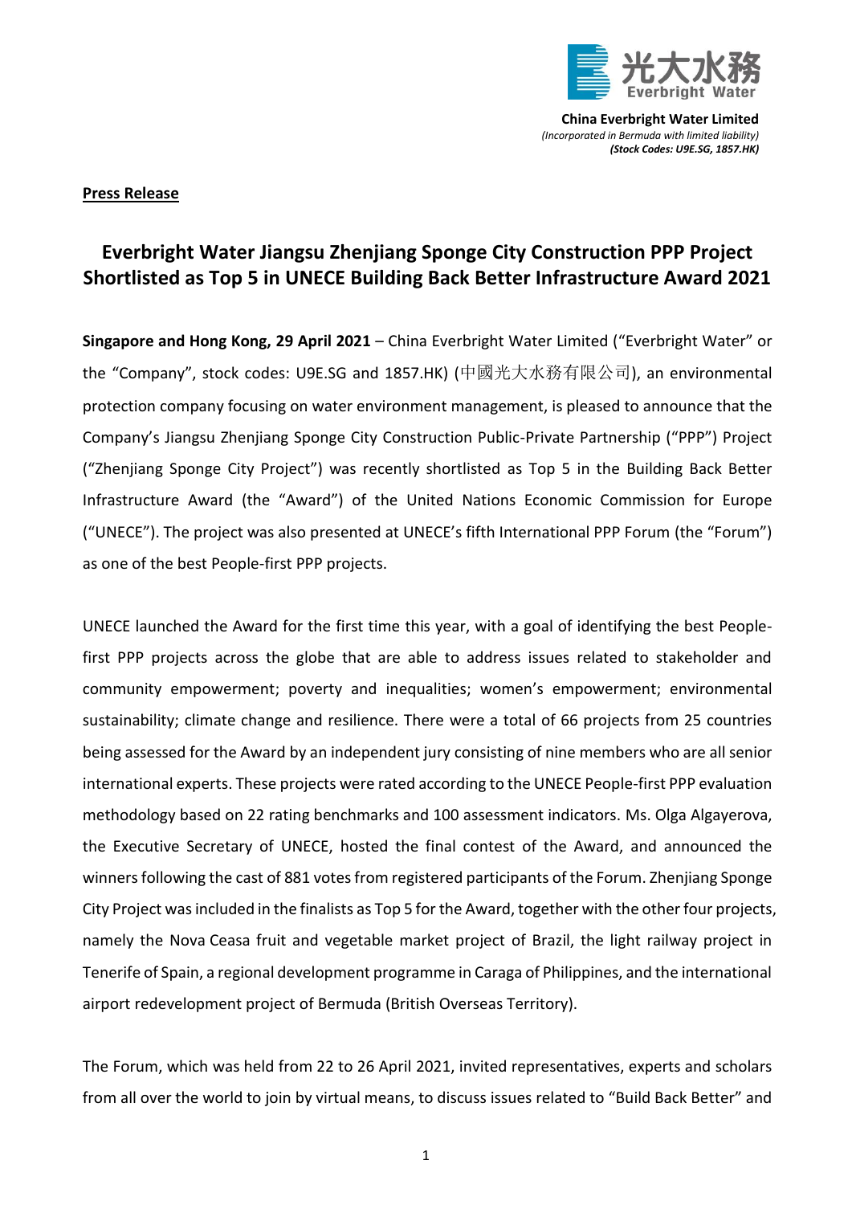光大水務
Everbright Water

**China Everbright Water Limited**
*(Incorporated in Bermuda with limited liability)*
***(Stock Codes: U9E.SG, 1857.HK)***

**Press Release**

# Everbright Water Jiangsu Zhenjiang Sponge City Construction PPP Project Shortlisted as Top 5 in UNECE Building Back Better Infrastructure Award 2021

**Singapore and Hong Kong, 29 April 2021** – China Everbright Water Limited ("Everbright Water" or the "Company", stock codes: U9E.SG and 1857.HK) (中國光大水務有限公司), an environmental protection company focusing on water environment management, is pleased to announce that the Company's Jiangsu Zhenjiang Sponge City Construction Public-Private Partnership ("PPP") Project ("Zhenjiang Sponge City Project") was recently shortlisted as Top 5 in the Building Back Better Infrastructure Award (the "Award") of the United Nations Economic Commission for Europe ("UNECE"). The project was also presented at UNECE's fifth International PPP Forum (the "Forum") as one of the best People-first PPP projects.

UNECE launched the Award for the first time this year, with a goal of identifying the best People-first PPP projects across the globe that are able to address issues related to stakeholder and community empowerment; poverty and inequalities; women's empowerment; environmental sustainability; climate change and resilience. There were a total of 66 projects from 25 countries being assessed for the Award by an independent jury consisting of nine members who are all senior international experts. These projects were rated according to the UNECE People-first PPP evaluation methodology based on 22 rating benchmarks and 100 assessment indicators. Ms. Olga Algayerova, the Executive Secretary of UNECE, hosted the final contest of the Award, and announced the winners following the cast of 881 votes from registered participants of the Forum. Zhenjiang Sponge City Project was included in the finalists as Top 5 for the Award, together with the other four projects, namely the Nova Ceasa fruit and vegetable market project of Brazil, the light railway project in Tenerife of Spain, a regional development programme in Caraga of Philippines, and the international airport redevelopment project of Bermuda (British Overseas Territory).

The Forum, which was held from 22 to 26 April 2021, invited representatives, experts and scholars from all over the world to join by virtual means, to discuss issues related to "Build Back Better" and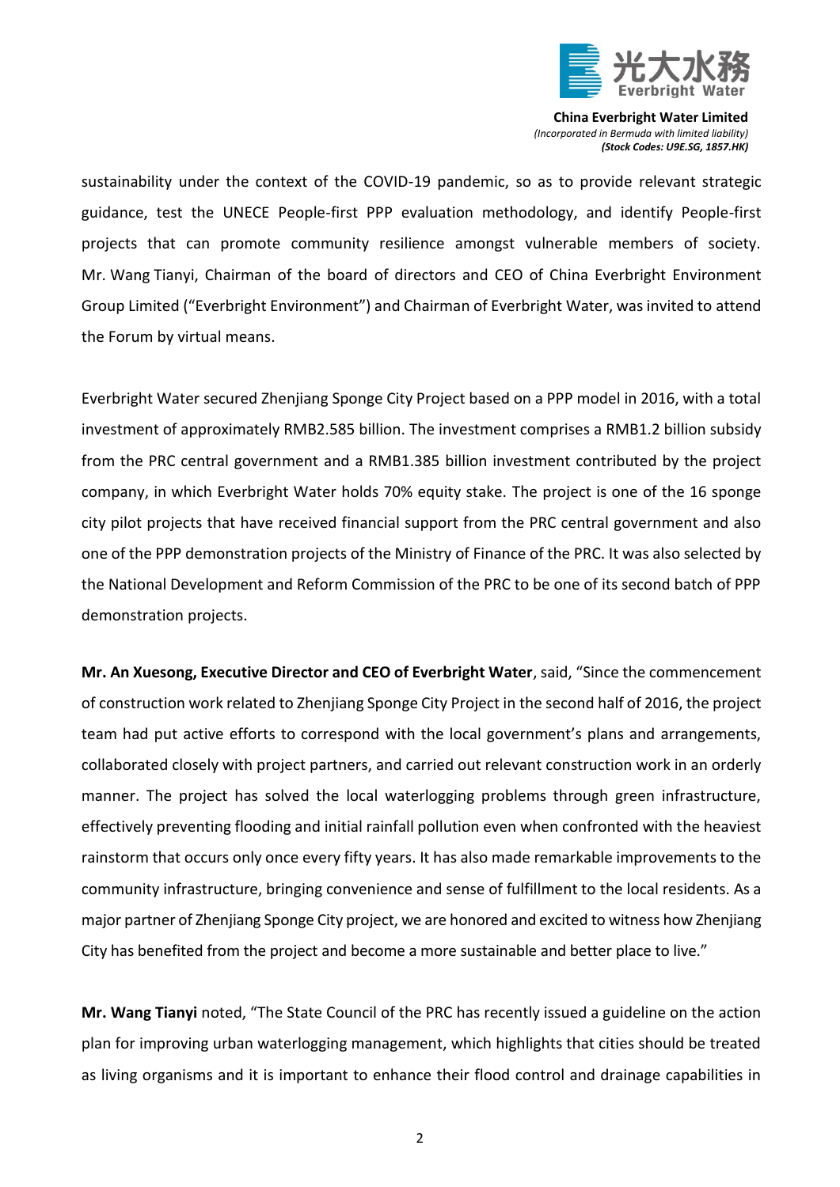sustainability under the context of the COVID-19 pandemic, so as to provide relevant strategic guidance, test the UNECE People-first PPP evaluation methodology, and identify People-first projects that can promote community resilience amongst vulnerable members of society. Mr. Wang Tianyi, Chairman of the board of directors and CEO of China Everbright Environment Group Limited ("Everbright Environment") and Chairman of Everbright Water, was invited to attend the Forum by virtual means.

Everbright Water secured Zhenjiang Sponge City Project based on a PPP model in 2016, with a total investment of approximately RMB2.585 billion. The investment comprises a RMB1.2 billion subsidy from the PRC central government and a RMB1.385 billion investment contributed by the project company, in which Everbright Water holds 70% equity stake. The project is one of the 16 sponge city pilot projects that have received financial support from the PRC central government and also one of the PPP demonstration projects of the Ministry of Finance of the PRC. It was also selected by the National Development and Reform Commission of the PRC to be one of its second batch of PPP demonstration projects.

**Mr. An Xuesong, Executive Director and CEO of Everbright Water**, said, "Since the commencement of construction work related to Zhenjiang Sponge City Project in the second half of 2016, the project team had put active efforts to correspond with the local government's plans and arrangements, collaborated closely with project partners, and carried out relevant construction work in an orderly manner. The project has solved the local waterlogging problems through green infrastructure, effectively preventing flooding and initial rainfall pollution even when confronted with the heaviest rainstorm that occurs only once every fifty years. It has also made remarkable improvements to the community infrastructure, bringing convenience and sense of fulfillment to the local residents. As a major partner of Zhenjiang Sponge City project, we are honored and excited to witness how Zhenjiang City has benefited from the project and become a more sustainable and better place to live."

**Mr. Wang Tianyi** noted, "The State Council of the PRC has recently issued a guideline on the action plan for improving urban waterlogging management, which highlights that cities should be treated as living organisms and it is important to enhance their flood control and drainage capabilities in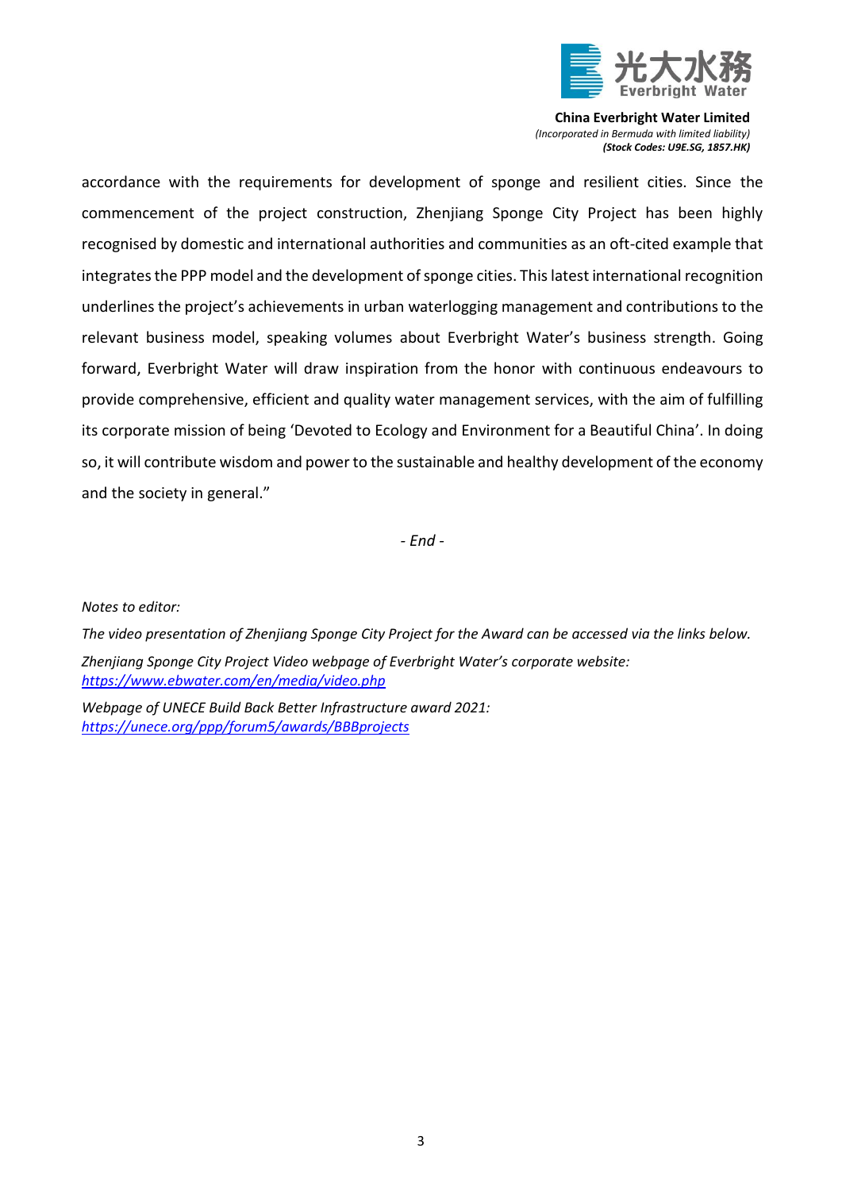accordance with the requirements for development of sponge and resilient cities. Since the commencement of the project construction, Zhenjiang Sponge City Project has been highly recognised by domestic and international authorities and communities as an oft-cited example that integrates the PPP model and the development of sponge cities. This latest international recognition underlines the project's achievements in urban waterlogging management and contributions to the relevant business model, speaking volumes about Everbright Water's business strength. Going forward, Everbright Water will draw inspiration from the honor with continuous endeavours to provide comprehensive, efficient and quality water management services, with the aim of fulfilling its corporate mission of being 'Devoted to Ecology and Environment for a Beautiful China'. In doing so, it will contribute wisdom and power to the sustainable and healthy development of the economy and the society in general."

*- End -*

*Notes to editor:*

*The video presentation of Zhenjiang Sponge City Project for the Award can be accessed via the links below.*

*Zhenjiang Sponge City Project Video webpage of Everbright Water's corporate website:*
*https://www.ebwater.com/en/media/video.php*

*Webpage of UNECE Build Back Better Infrastructure award 2021:*
*https://unece.org/ppp/forum5/awards/BBBprojects*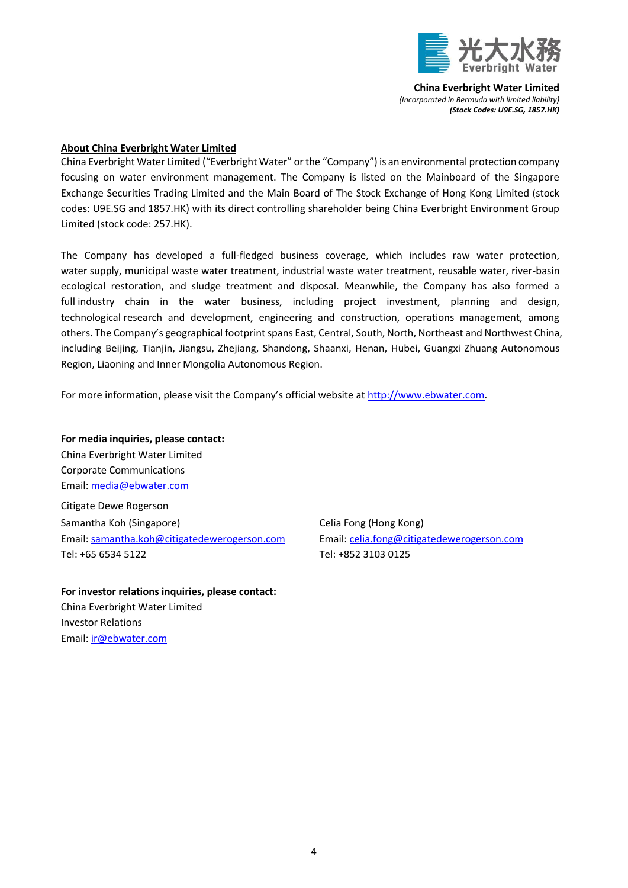**China Everbright Water Limited**
*(Incorporated in Bermuda with limited liability)*
***(Stock Codes: U9E.SG, 1857.HK)***

**About China Everbright Water Limited**

China Everbright Water Limited ("Everbright Water" or the "Company") is an environmental protection company focusing on water environment management. The Company is listed on the Mainboard of the Singapore Exchange Securities Trading Limited and the Main Board of The Stock Exchange of Hong Kong Limited (stock codes: U9E.SG and 1857.HK) with its direct controlling shareholder being China Everbright Environment Group Limited (stock code: 257.HK).

The Company has developed a full-fledged business coverage, which includes raw water protection, water supply, municipal waste water treatment, industrial waste water treatment, reusable water, river-basin ecological restoration, and sludge treatment and disposal. Meanwhile, the Company has also formed a full industry chain in the water business, including project investment, planning and design, technological research and development, engineering and construction, operations management, among others. The Company's geographical footprint spans East, Central, South, North, Northeast and Northwest China, including Beijing, Tianjin, Jiangsu, Zhejiang, Shandong, Shaanxi, Henan, Hubei, Guangxi Zhuang Autonomous Region, Liaoning and Inner Mongolia Autonomous Region.

For more information, please visit the Company's official website at http://www.ebwater.com.

**For media inquiries, please contact:**

China Everbright Water Limited
Corporate Communications
Email: media@ebwater.com

Citigate Dewe Rogerson

Samantha Koh (Singapore)
Email: samantha.koh@citigatedewerogerson.com
Tel: +65 6534 5122

Celia Fong (Hong Kong)
Email: celia.fong@citigatedewerogerson.com
Tel: +852 3103 0125

**For investor relations inquiries, please contact:**

China Everbright Water Limited
Investor Relations
Email: ir@ebwater.com